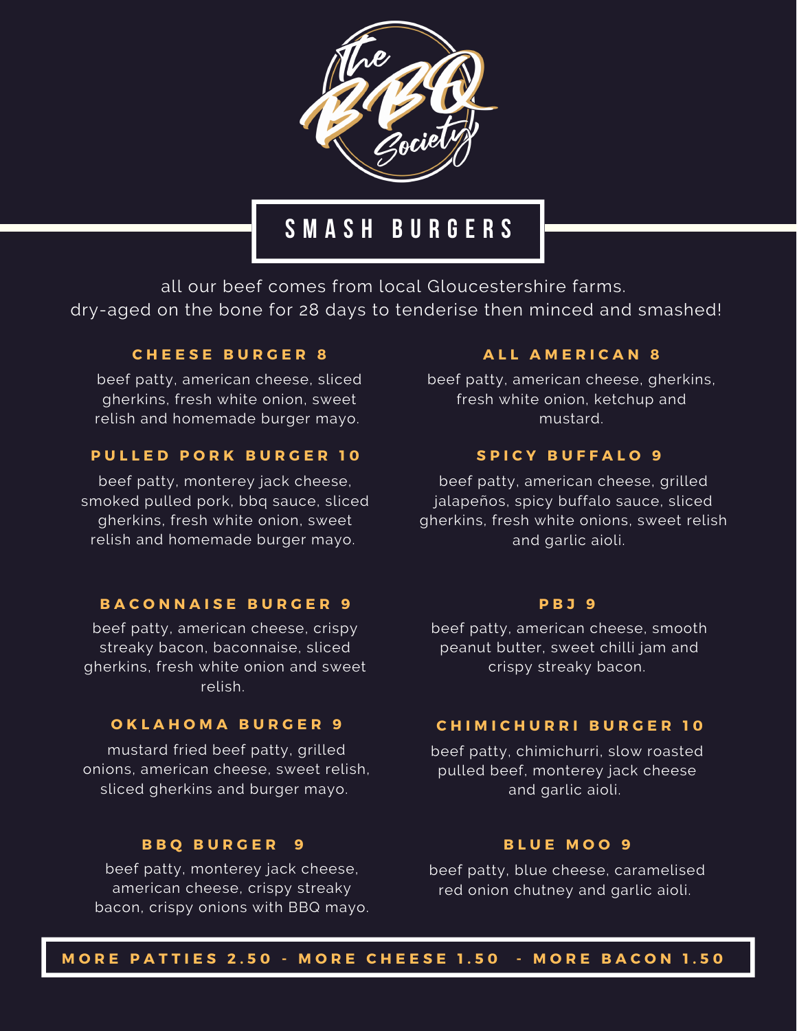# The BBQ Society

## SMASH BURGERS

all our beef comes from local Gloucestershire farms.
dry-aged on the bone for 28 days to tenderise then minced and smashed!

### CHEESE BURGER 8

beef patty, american cheese, sliced gherkins, fresh white onion, sweet relish and homemade burger mayo.

### PULLED PORK BURGER 10

beef patty, monterey jack cheese, smoked pulled pork, bbq sauce, sliced gherkins, fresh white onion, sweet relish and homemade burger mayo.

### BACONNAISE BURGER 9

beef patty, american cheese, crispy streaky bacon, baconnaise, sliced gherkins, fresh white onion and sweet relish.

### OKLAHOMA BURGER 9

mustard fried beef patty, grilled onions, american cheese, sweet relish, sliced gherkins and burger mayo.

### BBQ BURGER 9

beef patty, monterey jack cheese, american cheese, crispy streaky bacon, crispy onions with BBQ mayo.

### ALL AMERICAN 8

beef patty, american cheese, gherkins, fresh white onion, ketchup and mustard.

### SPICY BUFFALO 9

beef patty, american cheese, grilled jalapeños, spicy buffalo sauce, sliced gherkins, fresh white onions, sweet relish and garlic aioli.

### PBJ 9

beef patty, american cheese, smooth peanut butter, sweet chilli jam and crispy streaky bacon.

### CHIMICHURRI BURGER 10

beef patty, chimichurri, slow roasted pulled beef, monterey jack cheese and garlic aioli.

### BLUE MOO 9

beef patty, blue cheese, caramelised red onion chutney and garlic aioli.

**MORE PATTIES 2.50 - MORE CHEESE 1.50 - MORE BACON 1.50**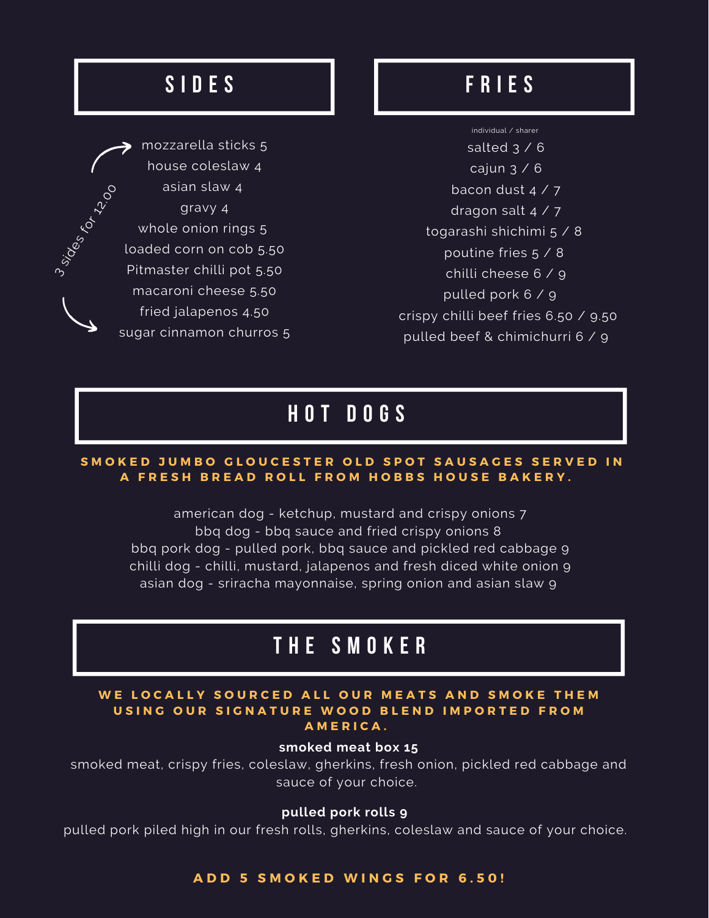## SIDES

*3 sides for 12.00*

mozzarella sticks 5
house coleslaw 4
asian slaw 4
gravy 4
whole onion rings 5
loaded corn on cob 5.50
Pitmaster chilli pot 5.50
macaroni cheese 5.50
fried jalapenos 4.50
sugar cinnamon churros 5

## FRIES

individual / sharer

salted 3 / 6
cajun 3 / 6
bacon dust 4 / 7
dragon salt 4 / 7
togarashi shichimi 5 / 8
poutine fries 5 / 8
chilli cheese 6 / 9
pulled pork 6 / 9
crispy chilli beef fries 6.50 / 9.50
pulled beef & chimichurri 6 / 9

## HOT DOGS

**SMOKED JUMBO GLOUCESTER OLD SPOT SAUSAGES SERVED IN A FRESH BREAD ROLL FROM HOBBS HOUSE BAKERY.**

american dog - ketchup, mustard and crispy onions 7
bbq dog - bbq sauce and fried crispy onions 8
bbq pork dog - pulled pork, bbq sauce and pickled red cabbage 9
chilli dog - chilli, mustard, jalapenos and fresh diced white onion 9
asian dog - sriracha mayonnaise, spring onion and asian slaw 9

## THE SMOKER

**WE LOCALLY SOURCED ALL OUR MEATS AND SMOKE THEM USING OUR SIGNATURE WOOD BLEND IMPORTED FROM AMERICA.**

**smoked meat box 15**
smoked meat, crispy fries, coleslaw, gherkins, fresh onion, pickled red cabbage and sauce of your choice.

**pulled pork rolls 9**
pulled pork piled high in our fresh rolls, gherkins, coleslaw and sauce of your choice.

**ADD 5 SMOKED WINGS FOR 6.50!**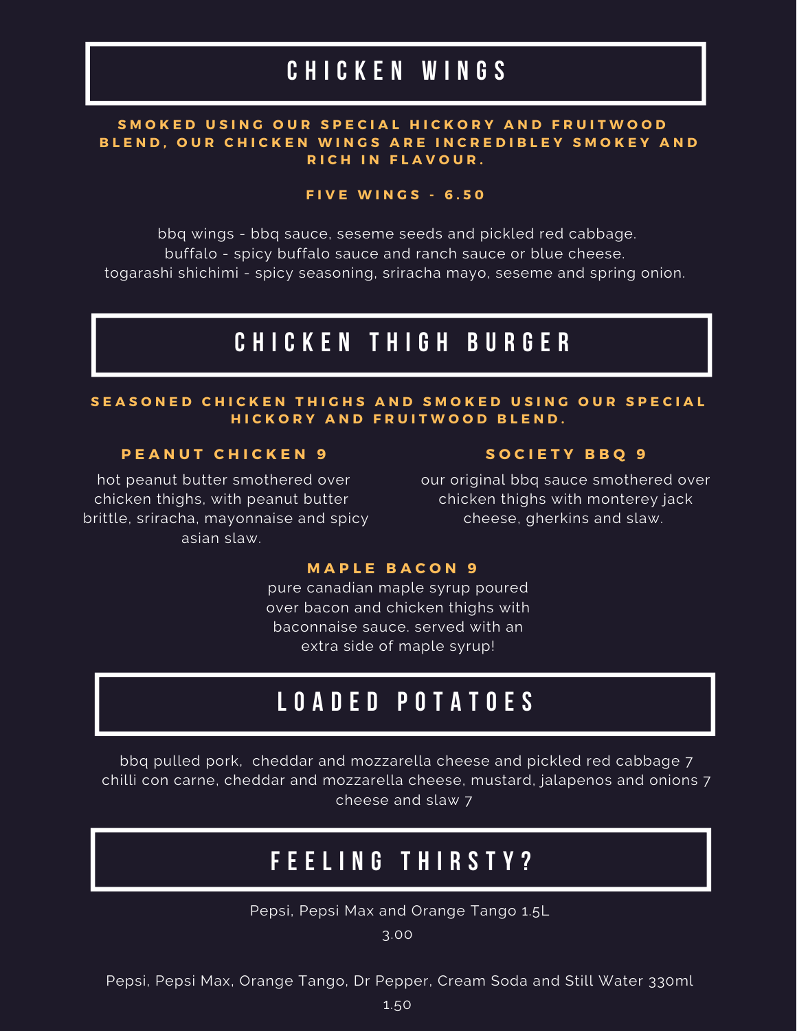## CHICKEN WINGS

**SMOKED USING OUR SPECIAL HICKORY AND FRUITWOOD BLEND, OUR CHICKEN WINGS ARE INCREDIBLEY SMOKEY AND RICH IN FLAVOUR.**

**FIVE WINGS - 6.50**

bbq wings - bbq sauce, seseme seeds and pickled red cabbage.
buffalo - spicy buffalo sauce and ranch sauce or blue cheese.
togarashi shichimi - spicy seasoning, sriracha mayo, seseme and spring onion.

## CHICKEN THIGH BURGER

**SEASONED CHICKEN THIGHS AND SMOKED USING OUR SPECIAL HICKORY AND FRUITWOOD BLEND.**

**PEANUT CHICKEN 9**

hot peanut butter smothered over chicken thighs, with peanut butter brittle, sriracha, mayonnaise and spicy asian slaw.

**SOCIETY BBQ 9**

our original bbq sauce smothered over chicken thighs with monterey jack cheese, gherkins and slaw.

**MAPLE BACON 9**

pure canadian maple syrup poured over bacon and chicken thighs with baconnaise sauce. served with an extra side of maple syrup!

## LOADED POTATOES

bbq pulled pork, cheddar and mozzarella cheese and pickled red cabbage 7
chilli con carne, cheddar and mozzarella cheese, mustard, jalapenos and onions 7
cheese and slaw 7

## FEELING THIRSTY?

Pepsi, Pepsi Max and Orange Tango 1.5L
3.00

Pepsi, Pepsi Max, Orange Tango, Dr Pepper, Cream Soda and Still Water 330ml
1.50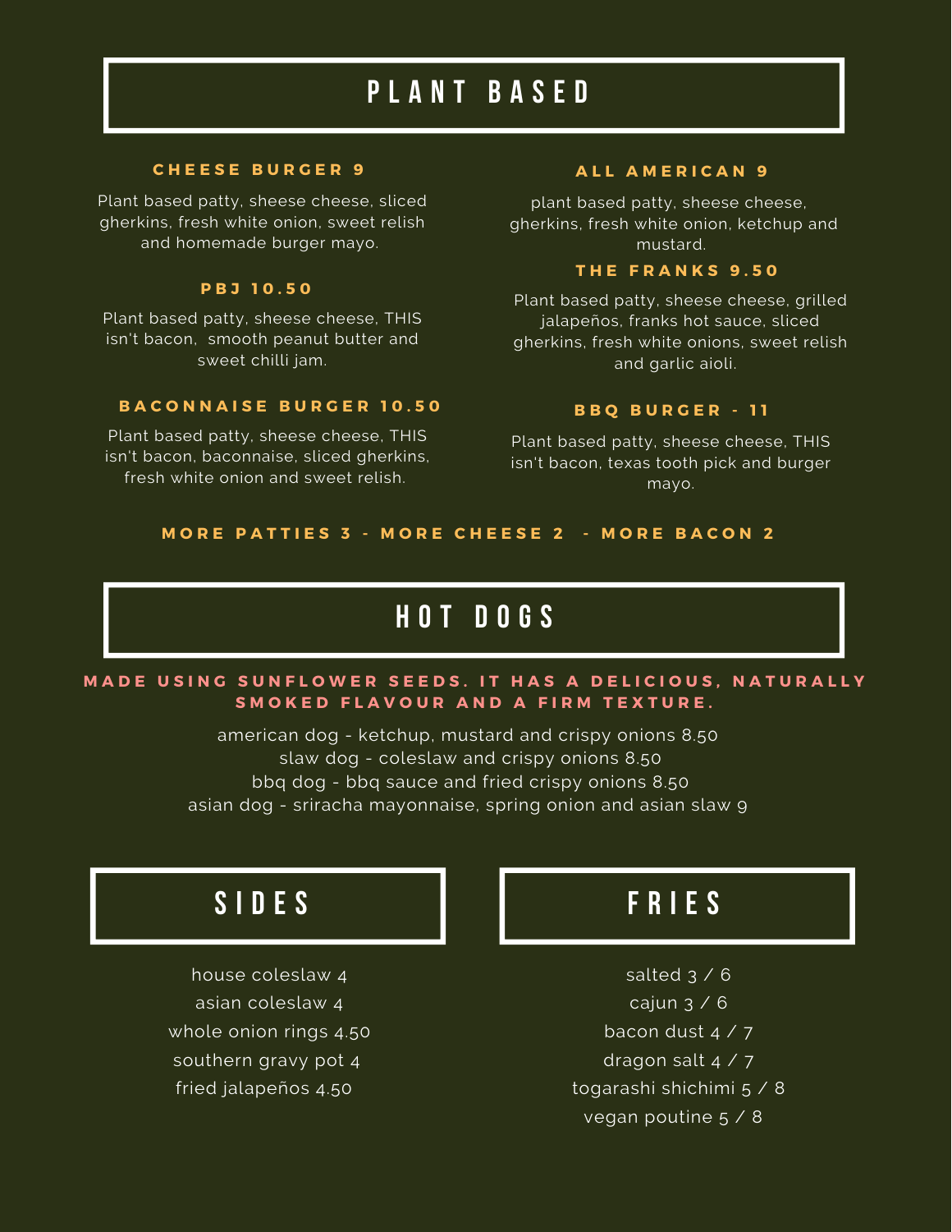# PLANT BASED

### CHEESE BURGER 9

Plant based patty, sheese cheese, sliced gherkins, fresh white onion, sweet relish and homemade burger mayo.

### PBJ 10.50

Plant based patty, sheese cheese, THIS isn't bacon, smooth peanut butter and sweet chilli jam.

### BACONNAISE BURGER 10.50

Plant based patty, sheese cheese, THIS isn't bacon, baconnaise, sliced gherkins, fresh white onion and sweet relish.

### ALL AMERICAN 9

plant based patty, sheese cheese, gherkins, fresh white onion, ketchup and mustard.

### THE FRANKS 9.50

Plant based patty, sheese cheese, grilled jalapeños, franks hot sauce, sliced gherkins, fresh white onions, sweet relish and garlic aioli.

### BBQ BURGER - 11

Plant based patty, sheese cheese, THIS isn't bacon, texas tooth pick and burger mayo.

**MORE PATTIES 3 - MORE CHEESE 2 - MORE BACON 2**

# HOT DOGS

**MADE USING SUNFLOWER SEEDS. IT HAS A DELICIOUS, NATURALLY SMOKED FLAVOUR AND A FIRM TEXTURE.**

american dog - ketchup, mustard and crispy onions 8.50
slaw dog - coleslaw and crispy onions 8.50
bbq dog - bbq sauce and fried crispy onions 8.50
asian dog - sriracha mayonnaise, spring onion and asian slaw 9

# SIDES

house coleslaw 4
asian coleslaw 4
whole onion rings 4.50
southern gravy pot 4
fried jalapeños 4.50

# FRIES

salted 3 / 6
cajun 3 / 6
bacon dust 4 / 7
dragon salt 4 / 7
togarashi shichimi 5 / 8
vegan poutine 5 / 8